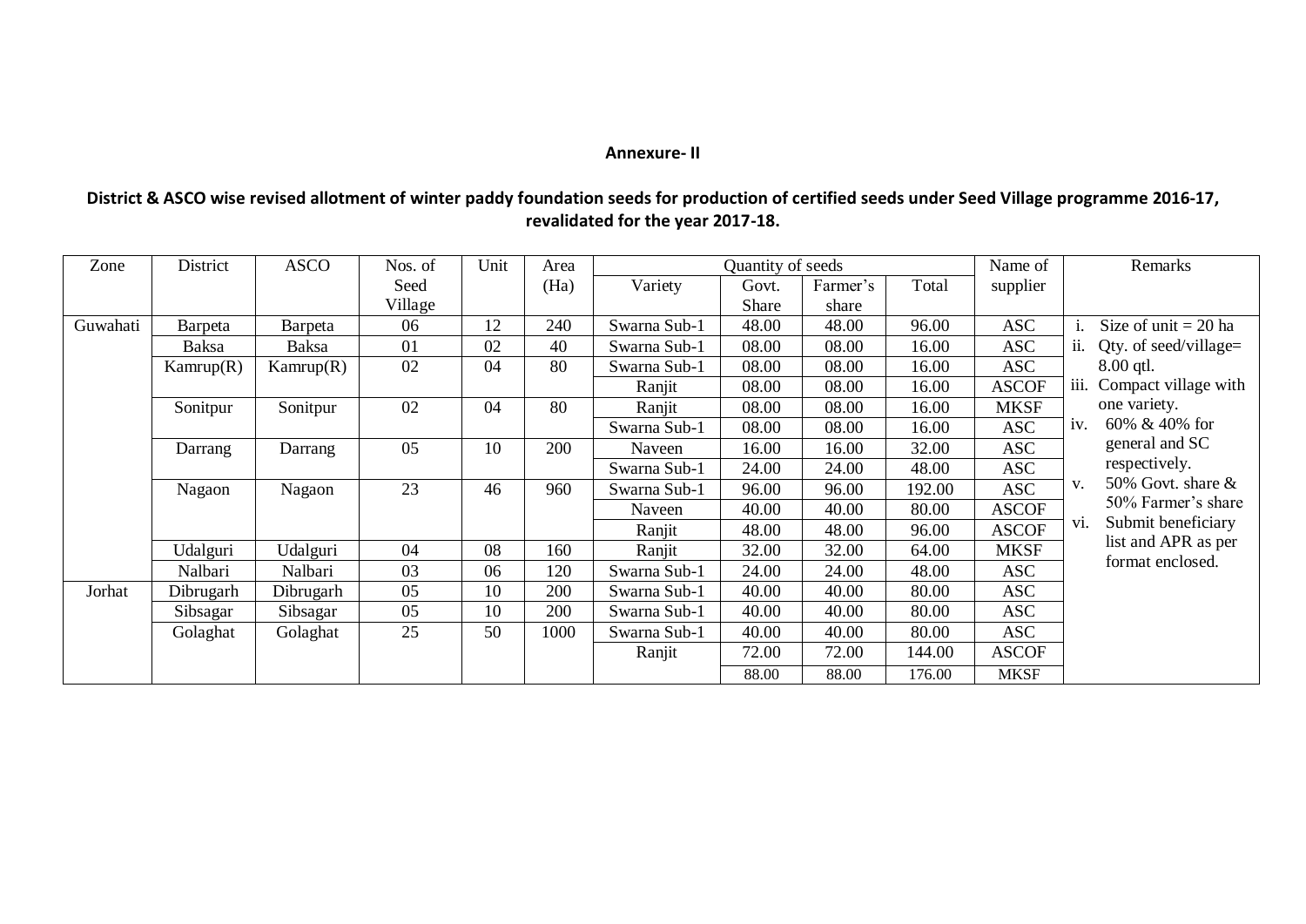**Annexure- II**

**District & ASCO wise revised allotment of winter paddy foundation seeds for production of certified seeds under Seed Village programme 2016-17, revalidated for the year 2017-18.**

| Zone | District | ASCO | Nos. of Seed Village | Unit | Area (Ha) | Quantity of seeds | | | | Name of supplier | Remarks |
|---|---|---|---|---|---|---|---|---|---|---|---|
| | | | | | | Variety | Govt. Share | Farmer's share | Total | | |
| Guwahati | Barpeta | Barpeta | 06 | 12 | 240 | Swarna Sub-1 | 48.00 | 48.00 | 96.00 | ASC | i. Size of unit = 20 ha<br>ii. Qty. of seed/village= 8.00 qtl.<br>iii. Compact village with one variety.<br>iv. 60% & 40% for general and SC respectively.<br>v. 50% Govt. share & 50% Farmer's share<br>vi. Submit beneficiary list and APR as per format enclosed. |
| | Baksa | Baksa | 01 | 02 | 40 | Swarna Sub-1 | 08.00 | 08.00 | 16.00 | ASC | |
| | Kamrup(R) | Kamrup(R) | 02 | 04 | 80 | Swarna Sub-1 | 08.00 | 08.00 | 16.00 | ASC | |
| | | | | | | Ranjit | 08.00 | 08.00 | 16.00 | ASCOF | |
| | Sonitpur | Sonitpur | 02 | 04 | 80 | Ranjit | 08.00 | 08.00 | 16.00 | MKSF | |
| | | | | | | Swarna Sub-1 | 08.00 | 08.00 | 16.00 | ASC | |
| | Darrang | Darrang | 05 | 10 | 200 | Naveen | 16.00 | 16.00 | 32.00 | ASC | |
| | | | | | | Swarna Sub-1 | 24.00 | 24.00 | 48.00 | ASC | |
| | Nagaon | Nagaon | 23 | 46 | 960 | Swarna Sub-1 | 96.00 | 96.00 | 192.00 | ASC | |
| | | | | | | Naveen | 40.00 | 40.00 | 80.00 | ASCOF | |
| | | | | | | Ranjit | 48.00 | 48.00 | 96.00 | ASCOF | |
| | Udalguri | Udalguri | 04 | 08 | 160 | Ranjit | 32.00 | 32.00 | 64.00 | MKSF | |
| | Nalbari | Nalbari | 03 | 06 | 120 | Swarna Sub-1 | 24.00 | 24.00 | 48.00 | ASC | |
| Jorhat | Dibrugarh | Dibrugarh | 05 | 10 | 200 | Swarna Sub-1 | 40.00 | 40.00 | 80.00 | ASC | |
| | Sibsagar | Sibsagar | 05 | 10 | 200 | Swarna Sub-1 | 40.00 | 40.00 | 80.00 | ASC | |
| | Golaghat | Golaghat | 25 | 50 | 1000 | Swarna Sub-1 | 40.00 | 40.00 | 80.00 | ASC | |
| | | | | | | Ranjit | 72.00 | 72.00 | 144.00 | ASCOF | |
| | | | | | | | 88.00 | 88.00 | 176.00 | MKSF | |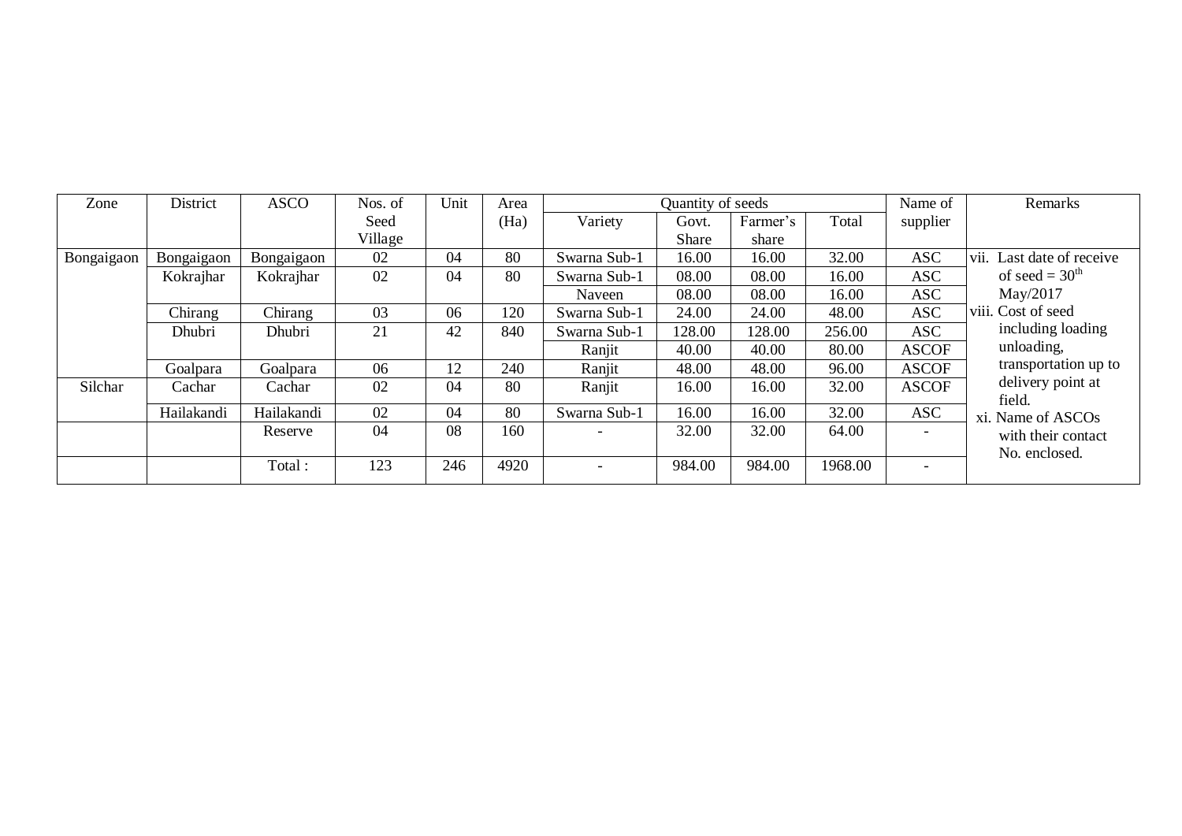| Zone | District | ASCO | Nos. of Seed Village | Unit | Area (Ha) | Quantity of seeds | | | | Name of supplier | Remarks |
|---|---|---|---|---|---|---|---|---|---|---|---|
| | | | | | | Variety | Govt. Share | Farmer's share | Total | | |
| Bongaigaon | Bongaigaon | Bongaigaon | 02 | 04 | 80 | Swarna Sub-1 | 16.00 | 16.00 | 32.00 | ASC | vii. Last date of receive of seed = $30^{th}$ May/2017<br>viii. Cost of seed including loading unloading, transportation up to delivery point at field.<br>xi. Name of ASCOs with their contact No. enclosed. |
| | Kokrajhar | Kokrajhar | 02 | 04 | 80 | Swarna Sub-1 | 08.00 | 08.00 | 16.00 | ASC | |
| | | | | | | Naveen | 08.00 | 08.00 | 16.00 | ASC | |
| | Chirang | Chirang | 03 | 06 | 120 | Swarna Sub-1 | 24.00 | 24.00 | 48.00 | ASC | |
| | Dhubri | Dhubri | 21 | 42 | 840 | Swarna Sub-1 | 128.00 | 128.00 | 256.00 | ASC | |
| | | | | | | Ranjit | 40.00 | 40.00 | 80.00 | ASCOF | |
| | Goalpara | Goalpara | 06 | 12 | 240 | Ranjit | 48.00 | 48.00 | 96.00 | ASCOF | |
| Silchar | Cachar | Cachar | 02 | 04 | 80 | Ranjit | 16.00 | 16.00 | 32.00 | ASCOF | |
| | Hailakandi | Hailakandi | 02 | 04 | 80 | Swarna Sub-1 | 16.00 | 16.00 | 32.00 | ASC | |
| | | Reserve | 04 | 08 | 160 | - | 32.00 | 32.00 | 64.00 | - | |
| | | Total : | 123 | 246 | 4920 | - | 984.00 | 984.00 | 1968.00 | - | |